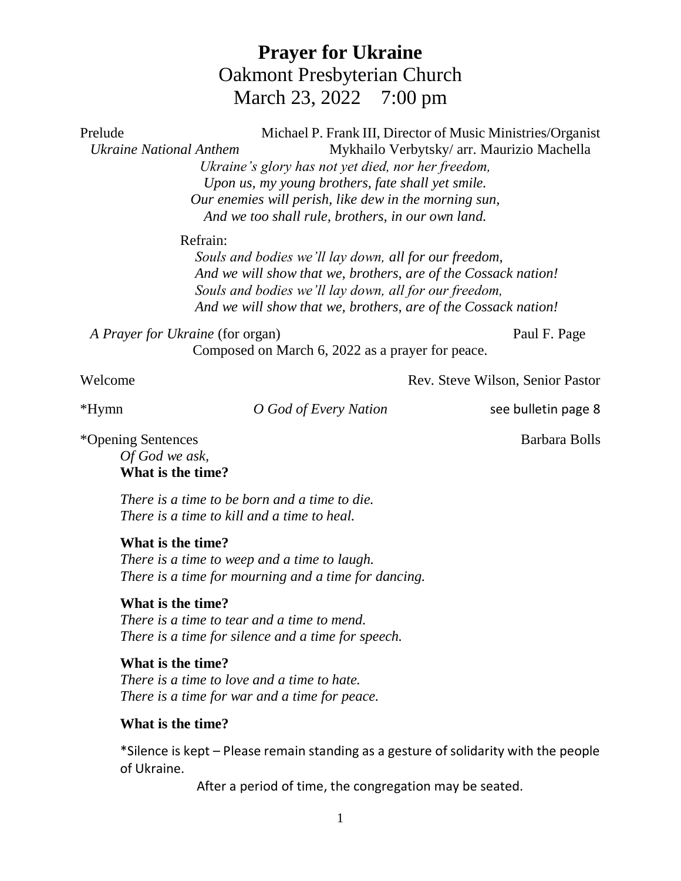# Prayer for Ukraine

## Oakmont Presbyterian Church

## March 23, 2022 7:00 pm

Prelude — Michael P. Frank III, Director of Music Ministries/Organist

*Ukraine National Anthem* — Mykhailo Verbytsky/ arr. Maurizio Machella

*Ukraine's glory has not yet died, nor her freedom,*
*Upon us, my young brothers, fate shall yet smile.*
*Our enemies will perish, like dew in the morning sun,*
*And we too shall rule, brothers, in our own land.*

Refrain:

*Souls and bodies we'll lay down, all for our freedom,*
*And we will show that we, brothers, are of the Cossack nation!*
*Souls and bodies we'll lay down, all for our freedom,*
*And we will show that we, brothers, are of the Cossack nation!*

*A Prayer for Ukraine* (for organ) — Paul F. Page

Composed on March 6, 2022 as a prayer for peace.

Welcome — Rev. Steve Wilson, Senior Pastor

*Hymn — *O God of Every Nation* — see bulletin page 8

*Opening Sentences — Barbara Bolls

*Of God we ask,*
**What is the time?**

*There is a time to be born and a time to die.*
*There is a time to kill and a time to heal.*

**What is the time?**
*There is a time to weep and a time to laugh.*
*There is a time for mourning and a time for dancing.*

**What is the time?**
*There is a time to tear and a time to mend.*
*There is a time for silence and a time for speech.*

**What is the time?**
*There is a time to love and a time to hate.*
*There is a time for war and a time for peace.*

**What is the time?**

*Silence is kept – Please remain standing as a gesture of solidarity with the people of Ukraine.

After a period of time, the congregation may be seated.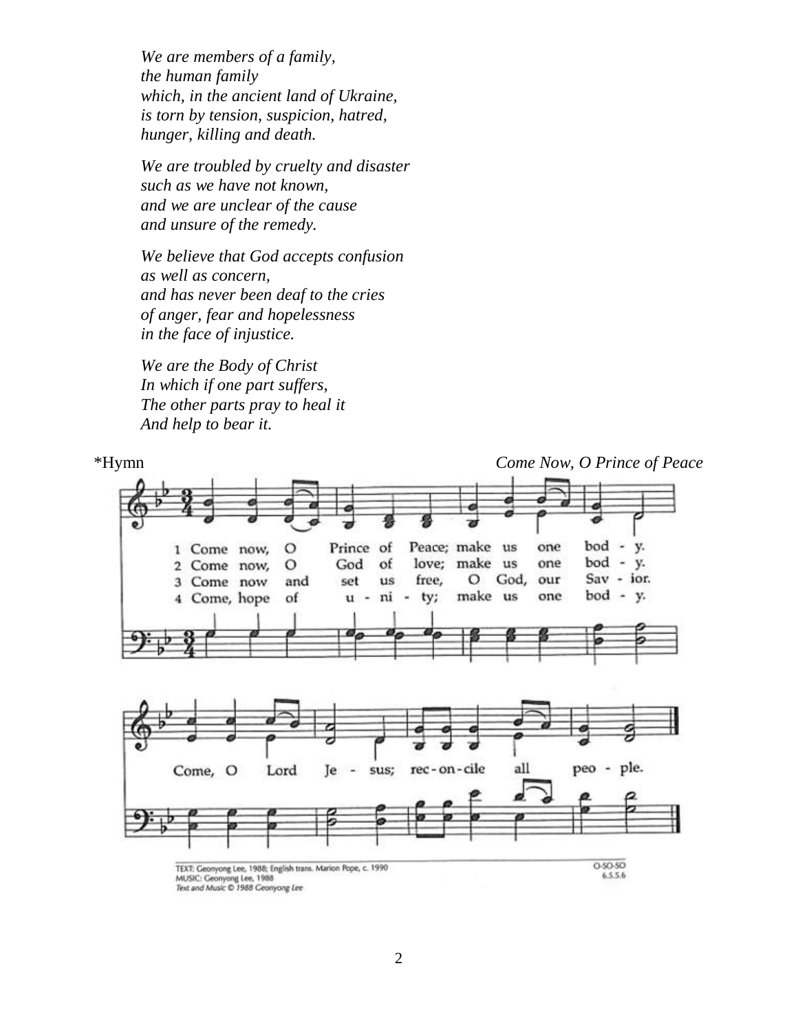*We are members of a family,*
*the human family*
*which, in the ancient land of Ukraine,*
*is torn by tension, suspicion, hatred,*
*hunger, killing and death.*

*We are troubled by cruelty and disaster*
*such as we have not known,*
*and we are unclear of the cause*
*and unsure of the remedy.*

*We believe that God accepts confusion*
*as well as concern,*
*and has never been deaf to the cries*
*of anger, fear and hopelessness*
*in the face of injustice.*

*We are the Body of Christ*
*In which if one part suffers,*
*The other parts pray to heal it*
*And help to bear it.*

*Hymn *Come Now, O Prince of Peace*

1 Come now, O Prince of Peace; make us one body.
2 Come now, O God of love; make us one body.
3 Come now and set us free, O God, our Savior.
4 Come, hope of unity; make us one body.

Come, O Lord Jesus; reconcile all people.

TEXT: Geonyong Lee, 1988; English trans. Marion Pope, c. 1990
MUSIC: Geonyong Lee, 1988
*Text and Music © 1988 Geonyong Lee*

O-SO-SO
6.5.5.6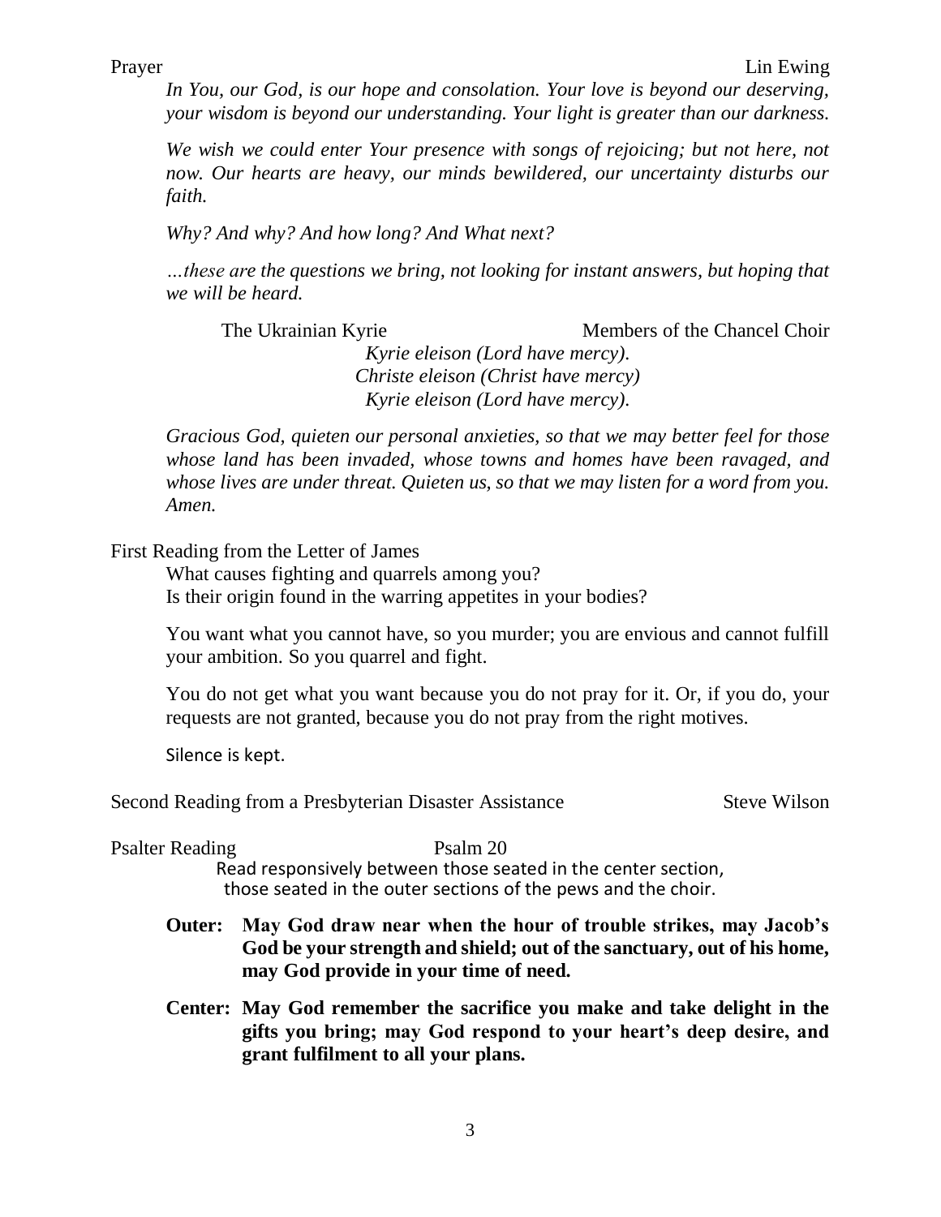Prayer Lin Ewing

*In You, our God, is our hope and consolation. Your love is beyond our deserving, your wisdom is beyond our understanding. Your light is greater than our darkness.*

*We wish we could enter Your presence with songs of rejoicing; but not here, not now. Our hearts are heavy, our minds bewildered, our uncertainty disturbs our faith.*

*Why? And why? And how long? And What next?*

*…these are the questions we bring, not looking for instant answers, but hoping that we will be heard.*

The Ukrainian Kyrie Members of the Chancel Choir

*Kyrie eleison (Lord have mercy).*
*Christe eleison (Christ have mercy)*
*Kyrie eleison (Lord have mercy).*

*Gracious God, quieten our personal anxieties, so that we may better feel for those whose land has been invaded, whose towns and homes have been ravaged, and whose lives are under threat. Quieten us, so that we may listen for a word from you. Amen.*

First Reading from the Letter of James

What causes fighting and quarrels among you?
Is their origin found in the warring appetites in your bodies?

You want what you cannot have, so you murder; you are envious and cannot fulfill your ambition. So you quarrel and fight.

You do not get what you want because you do not pray for it. Or, if you do, your requests are not granted, because you do not pray from the right motives.

Silence is kept.

Second Reading from a Presbyterian Disaster Assistance Steve Wilson

Psalter Reading Psalm 20

Read responsively between those seated in the center section, those seated in the outer sections of the pews and the choir.

**Outer: May God draw near when the hour of trouble strikes, may Jacob's God be your strength and shield; out of the sanctuary, out of his home, may God provide in your time of need.**

**Center: May God remember the sacrifice you make and take delight in the gifts you bring; may God respond to your heart's deep desire, and grant fulfilment to all your plans.**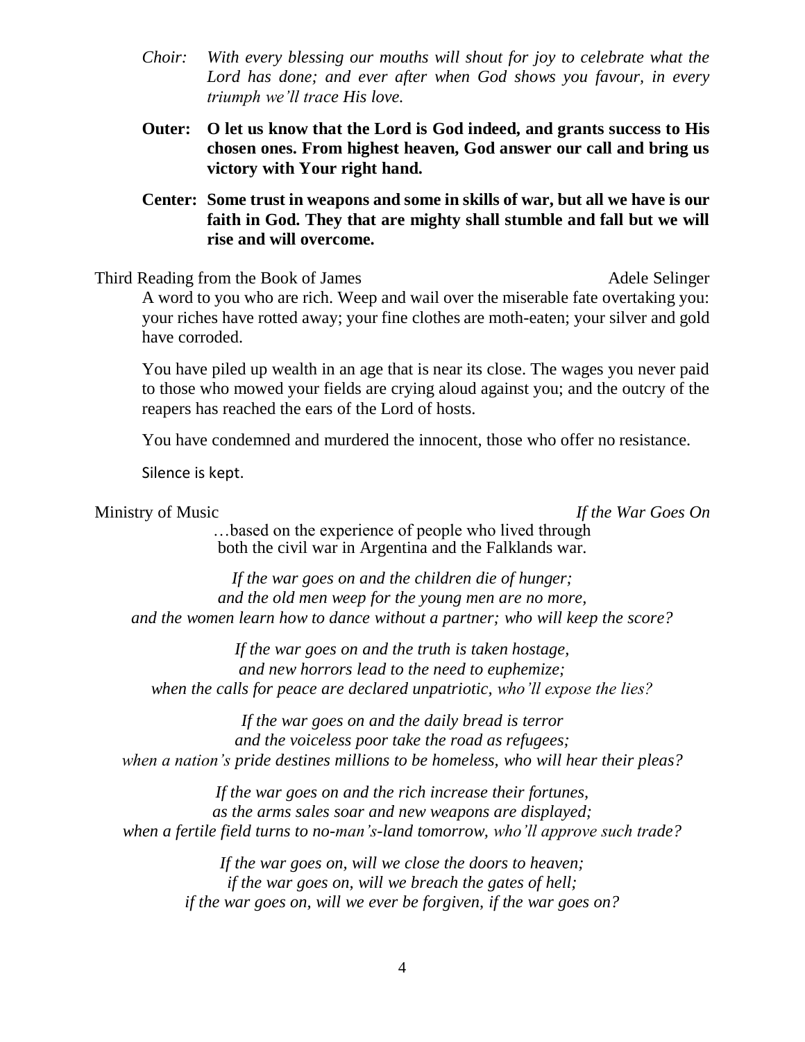*Choir: With every blessing our mouths will shout for joy to celebrate what the Lord has done; and ever after when God shows you favour, in every triumph we'll trace His love.*

**Outer: O let us know that the Lord is God indeed, and grants success to His chosen ones. From highest heaven, God answer our call and bring us victory with Your right hand.**

**Center: Some trust in weapons and some in skills of war, but all we have is our faith in God. They that are mighty shall stumble and fall but we will rise and will overcome.**

Third Reading from the Book of James — Adele Selinger

A word to you who are rich. Weep and wail over the miserable fate overtaking you: your riches have rotted away; your fine clothes are moth-eaten; your silver and gold have corroded.

You have piled up wealth in an age that is near its close. The wages you never paid to those who mowed your fields are crying aloud against you; and the outcry of the reapers has reached the ears of the Lord of hosts.

You have condemned and murdered the innocent, those who offer no resistance.

Silence is kept.

Ministry of Music — *If the War Goes On*

…based on the experience of people who lived through both the civil war in Argentina and the Falklands war.

*If the war goes on and the children die of hunger;*
*and the old men weep for the young men are no more,*
*and the women learn how to dance without a partner; who will keep the score?*

*If the war goes on and the truth is taken hostage,*
*and new horrors lead to the need to euphemize;*
*when the calls for peace are declared unpatriotic, who'll expose the lies?*

*If the war goes on and the daily bread is terror*
*and the voiceless poor take the road as refugees;*
*when a nation's pride destines millions to be homeless, who will hear their pleas?*

*If the war goes on and the rich increase their fortunes,*
*as the arms sales soar and new weapons are displayed;*
*when a fertile field turns to no-man's-land tomorrow, who'll approve such trade?*

*If the war goes on, will we close the doors to heaven;*
*if the war goes on, will we breach the gates of hell;*
*if the war goes on, will we ever be forgiven, if the war goes on?*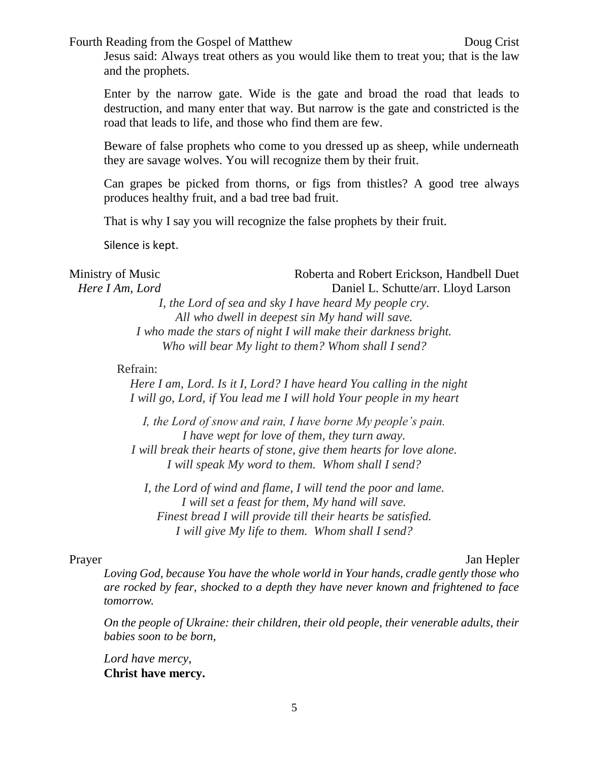Fourth Reading from the Gospel of Matthew — Doug Crist

Jesus said: Always treat others as you would like them to treat you; that is the law and the prophets.

Enter by the narrow gate. Wide is the gate and broad the road that leads to destruction, and many enter that way. But narrow is the gate and constricted is the road that leads to life, and those who find them are few.

Beware of false prophets who come to you dressed up as sheep, while underneath they are savage wolves. You will recognize them by their fruit.

Can grapes be picked from thorns, or figs from thistles? A good tree always produces healthy fruit, and a bad tree bad fruit.

That is why I say you will recognize the false prophets by their fruit.

Silence is kept.

Ministry of Music — Roberta and Robert Erickson, Handbell Duet

*Here I Am, Lord* — Daniel L. Schutte/arr. Lloyd Larson

*I, the Lord of sea and sky I have heard My people cry.*
*All who dwell in deepest sin My hand will save.*
*I who made the stars of night I will make their darkness bright.*
*Who will bear My light to them? Whom shall I send?*

Refrain:

*Here I am, Lord. Is it I, Lord? I have heard You calling in the night*
*I will go, Lord, if You lead me I will hold Your people in my heart*

*I, the Lord of snow and rain, I have borne My people's pain.*
*I have wept for love of them, they turn away.*
*I will break their hearts of stone, give them hearts for love alone.*
*I will speak My word to them. Whom shall I send?*

*I, the Lord of wind and flame, I will tend the poor and lame.*
*I will set a feast for them, My hand will save.*
*Finest bread I will provide till their hearts be satisfied.*
*I will give My life to them. Whom shall I send?*

Prayer — Jan Hepler

*Loving God, because You have the whole world in Your hands, cradle gently those who are rocked by fear, shocked to a depth they have never known and frightened to face tomorrow.*

*On the people of Ukraine: their children, their old people, their venerable adults, their babies soon to be born,*

*Lord have mercy,*
**Christ have mercy.**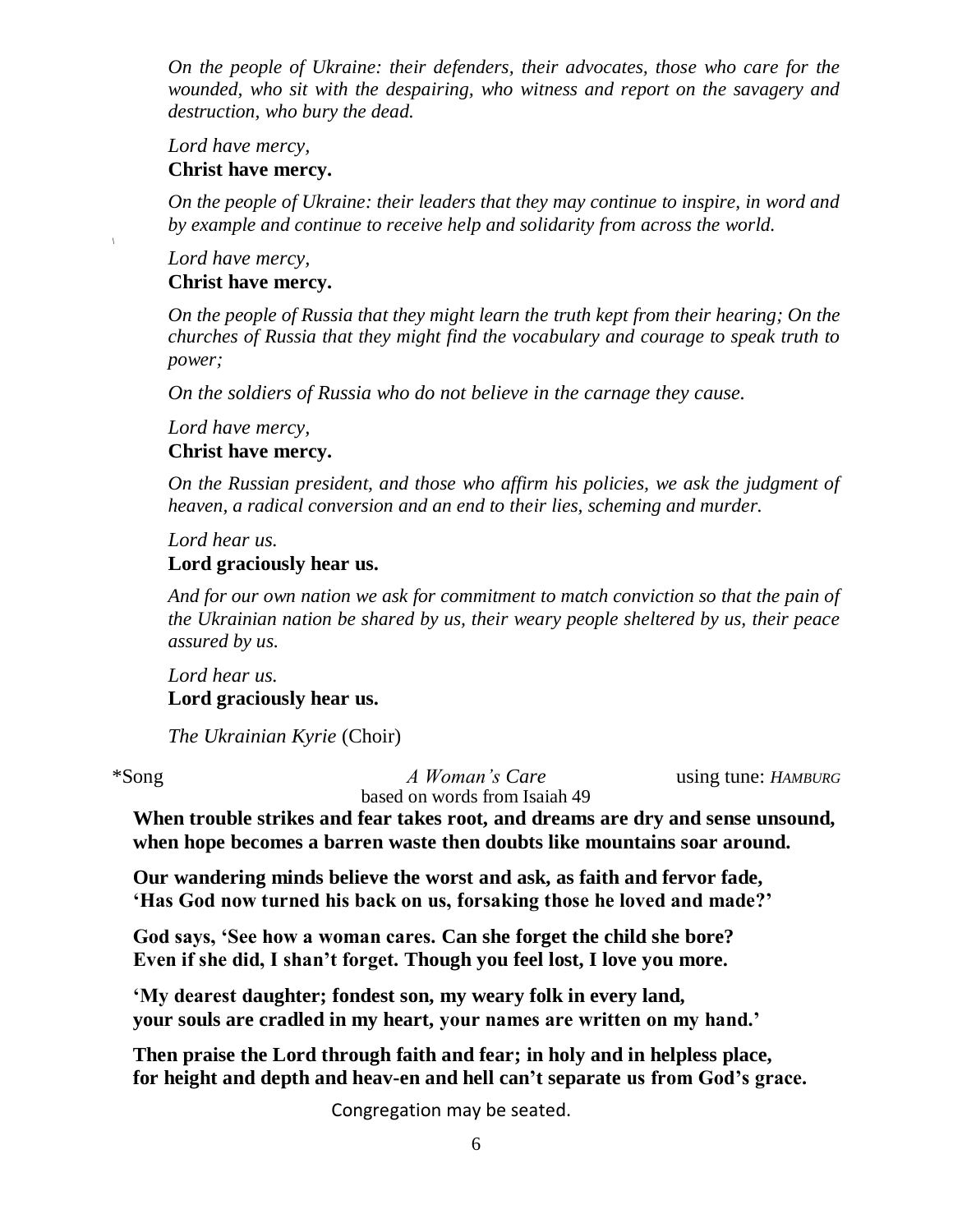*On the people of Ukraine: their defenders, their advocates, those who care for the wounded, who sit with the despairing, who witness and report on the savagery and destruction, who bury the dead.*

*Lord have mercy,*  
**Christ have mercy.**

*On the people of Ukraine: their leaders that they may continue to inspire, in word and by example and continue to receive help and solidarity from across the world.*

*Lord have mercy,*  
**Christ have mercy.**

*On the people of Russia that they might learn the truth kept from their hearing; On the churches of Russia that they might find the vocabulary and courage to speak truth to power;*

*On the soldiers of Russia who do not believe in the carnage they cause.*

*Lord have mercy,*  
**Christ have mercy.**

*On the Russian president, and those who affirm his policies, we ask the judgment of heaven, a radical conversion and an end to their lies, scheming and murder.*

*Lord hear us.*  
**Lord graciously hear us.**

*And for our own nation we ask for commitment to match conviction so that the pain of the Ukrainian nation be shared by us, their weary people sheltered by us, their peace assured by us.*

*Lord hear us.*  
**Lord graciously hear us.**

*The Ukrainian Kyrie* (Choir)

*Song *A Woman's Care* using tune: *HAMBURG*  
based on words from Isaiah 49

**When trouble strikes and fear takes root, and dreams are dry and sense unsound,**  
**when hope becomes a barren waste then doubts like mountains soar around.**

**Our wandering minds believe the worst and ask, as faith and fervor fade,**  
**'Has God now turned his back on us, forsaking those he loved and made?'**

**God says, 'See how a woman cares. Can she forget the child she bore?**  
**Even if she did, I shan't forget. Though you feel lost, I love you more.**

**'My dearest daughter; fondest son, my weary folk in every land,**  
**your souls are cradled in my heart, your names are written on my hand.'**

**Then praise the Lord through faith and fear; in holy and in helpless place,**  
**for height and depth and heav-en and hell can't separate us from God's grace.**

Congregation may be seated.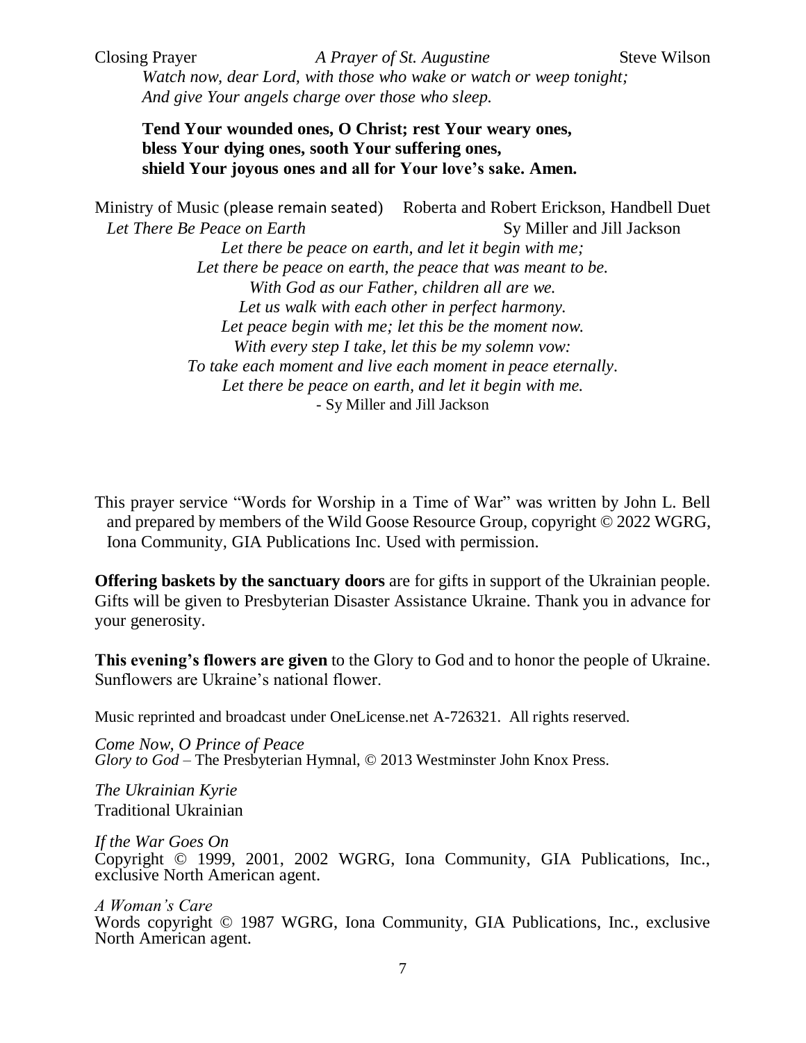Closing Prayer *A Prayer of St. Augustine* Steve Wilson

*Watch now, dear Lord, with those who wake or watch or weep tonight;*
*And give Your angels charge over those who sleep.*

**Tend Your wounded ones, O Christ; rest Your weary ones,**
**bless Your dying ones, sooth Your suffering ones,**
**shield Your joyous ones and all for Your love's sake. Amen.**

Ministry of Music (please remain seated) Roberta and Robert Erickson, Handbell Duet
*Let There Be Peace on Earth* Sy Miller and Jill Jackson

*Let there be peace on earth, and let it begin with me;*
*Let there be peace on earth, the peace that was meant to be.*
*With God as our Father, children all are we.*
*Let us walk with each other in perfect harmony.*
*Let peace begin with me; let this be the moment now.*
*With every step I take, let this be my solemn vow:*
*To take each moment and live each moment in peace eternally.*
*Let there be peace on earth, and let it begin with me.*
- Sy Miller and Jill Jackson

This prayer service "Words for Worship in a Time of War" was written by John L. Bell and prepared by members of the Wild Goose Resource Group, copyright © 2022 WGRG, Iona Community, GIA Publications Inc. Used with permission.

**Offering baskets by the sanctuary doors** are for gifts in support of the Ukrainian people. Gifts will be given to Presbyterian Disaster Assistance Ukraine. Thank you in advance for your generosity.

**This evening's flowers are given** to the Glory to God and to honor the people of Ukraine. Sunflowers are Ukraine's national flower.

Music reprinted and broadcast under OneLicense.net A-726321. All rights reserved.

*Come Now, O Prince of Peace*
*Glory to God* – The Presbyterian Hymnal, © 2013 Westminster John Knox Press.

*The Ukrainian Kyrie*
Traditional Ukrainian

*If the War Goes On*
Copyright © 1999, 2001, 2002 WGRG, Iona Community, GIA Publications, Inc., exclusive North American agent.

*A Woman's Care*
Words copyright © 1987 WGRG, Iona Community, GIA Publications, Inc., exclusive North American agent.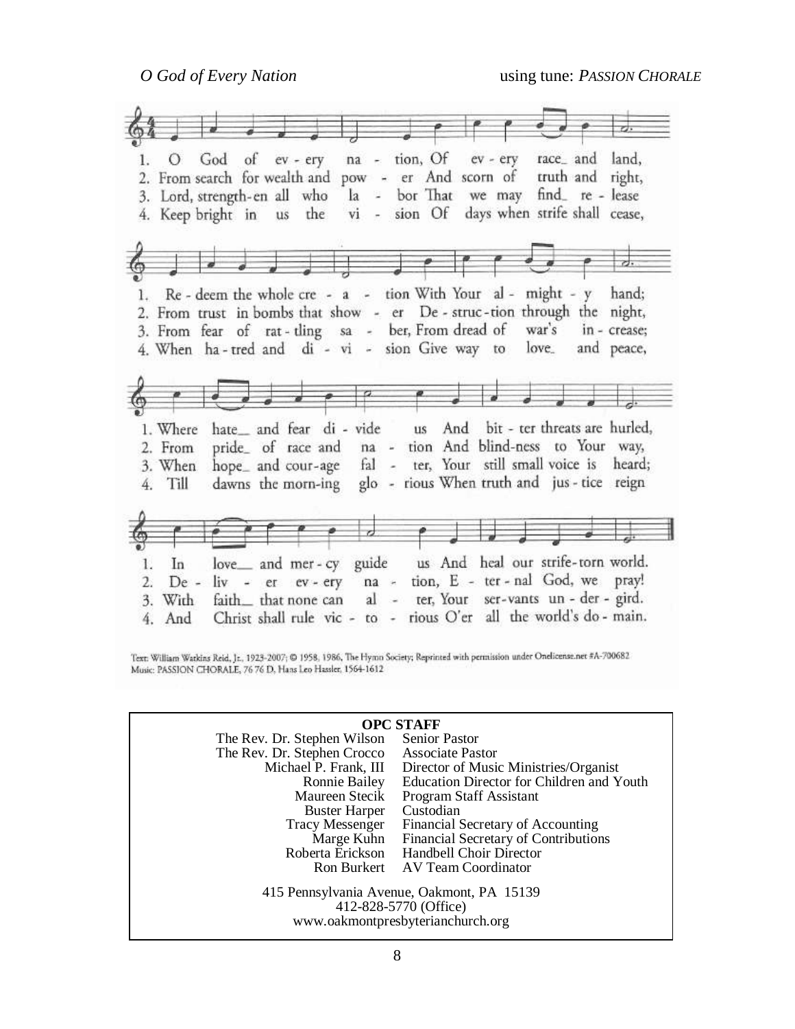*O God of Every Nation* using tune: *PASSION CHORALE*

1. O God of ev - ery na - tion, Of ev - ery race_ and land,
2. From search for wealth and pow - er And scorn of truth and right,
3. Lord, strength-en all who la - bor That we may find_ re - lease
4. Keep bright in us the vi - sion Of days when strife shall cease,

1. Re - deem the whole cre - a - tion With Your al - might - y hand;
2. From trust in bombs that show - er De - struc - tion through the night,
3. From fear of rat - tling sa - ber, From dread of war's in - crease;
4. When ha - tred and di - vi - sion Give way to love_ and peace,

1. Where hate_ and fear di - vide us And bit - ter threats are hurled,
2. From pride_ of race and na - tion And blind-ness to Your way,
3. When hope_ and cour-age fal - ter, Your still small voice is heard;
4. Till dawns the morn-ing glo - rious When truth and jus - tice reign

1. In love_ and mer - cy guide us And heal our strife-torn world.
2. De - liv - er ev - ery na - tion, E - ter - nal God, we pray!
3. With faith_ that none can al - ter, Your ser-vants un - der - gird.
4. And Christ shall rule vic - to - rious O'er all the world's do - main.

Text: William Watkins Reid, Jr., 1923-2007; © 1958, 1986, The Hymn Society; Reprinted with permission under Onelicense.net #A-700682
Music: PASSION CHORALE, 76 76 D, Hans Leo Hassler, 1564-1612

**OPC STAFF**

| | |
|---|---|
| The Rev. Dr. Stephen Wilson | Senior Pastor |
| The Rev. Dr. Stephen Crocco | Associate Pastor |
| Michael P. Frank, III | Director of Music Ministries/Organist |
| Ronnie Bailey | Education Director for Children and Youth |
| Maureen Stecik | Program Staff Assistant |
| Buster Harper | Custodian |
| Tracy Messenger | Financial Secretary of Accounting |
| Marge Kuhn | Financial Secretary of Contributions |
| Roberta Erickson | Handbell Choir Director |
| Ron Burkert | AV Team Coordinator |

415 Pennsylvania Avenue, Oakmont, PA 15139
412-828-5770 (Office)
www.oakmontpresbyterianchurch.org